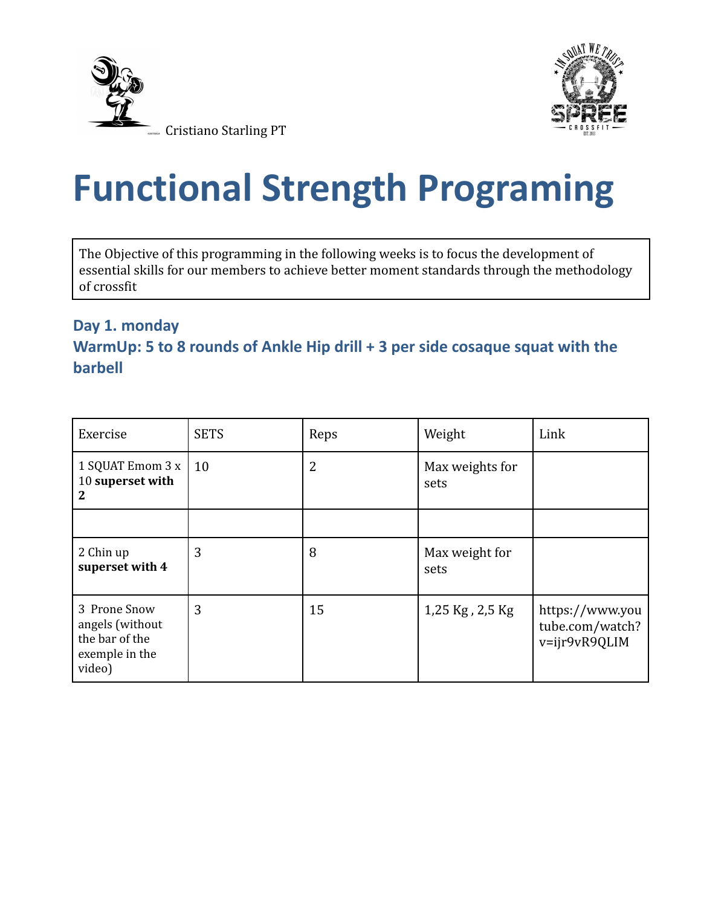Cristiano Starling PT

# Functional Strength Programing

The Objective of this programming in the following weeks is to focus the development of essential skills for our members to achieve better moment standards through the methodology of crossfit

### Day 1. monday

### WarmUp: 5 to 8 rounds of Ankle Hip drill + 3 per side cosaque squat with the barbell

| Exercise | SETS | Reps | Weight | Link |
|---|---|---|---|---|
| 1 SQUAT Emom 3 x 10 **superset with 2** | 10 | 2 | Max weights for sets | |
| | | | | |
| 2 Chin up **superset with 4** | 3 | 8 | Max weight for sets | |
| 3 Prone Snow angels (without the bar of the exemple in the video) | 3 | 15 | 1,25 Kg , 2,5 Kg | https://www.youtube.com/watch?v=ijr9vR9QLIM |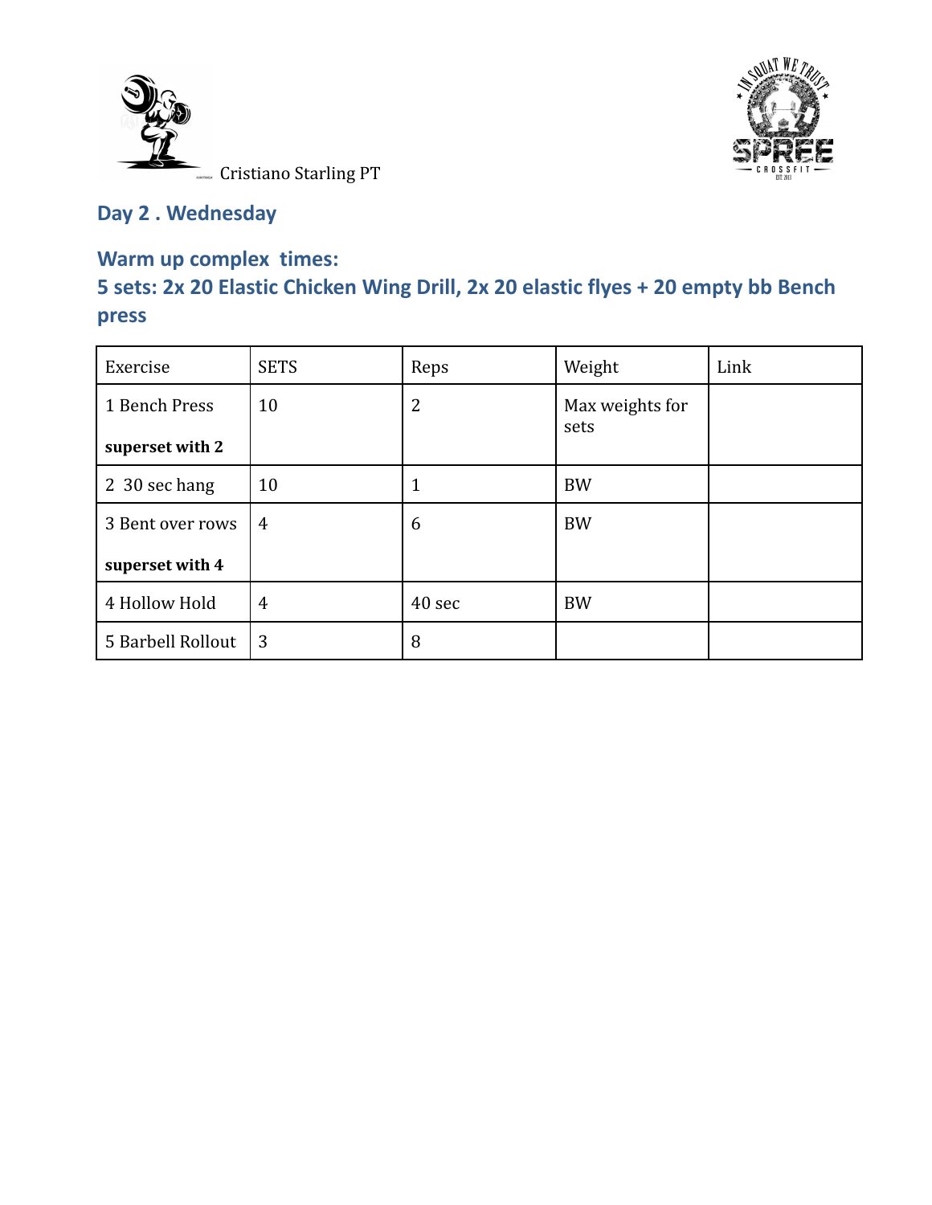Cristiano Starling PT

## Day 2 . Wednesday

## Warm up complex times:
## 5 sets: 2x 20 Elastic Chicken Wing Drill, 2x 20 elastic flyes + 20 empty bb Bench press

| Exercise | SETS | Reps | Weight | Link |
|---|---|---|---|---|
| 1 Bench Press<br><br>**superset with 2** | 10 | 2 | Max weights for sets | |
| 2 30 sec hang | 10 | 1 | BW | |
| 3 Bent over rows<br><br>**superset with 4** | 4 | 6 | BW | |
| 4 Hollow Hold | 4 | 40 sec | BW | |
| 5 Barbell Rollout | 3 | 8 | | |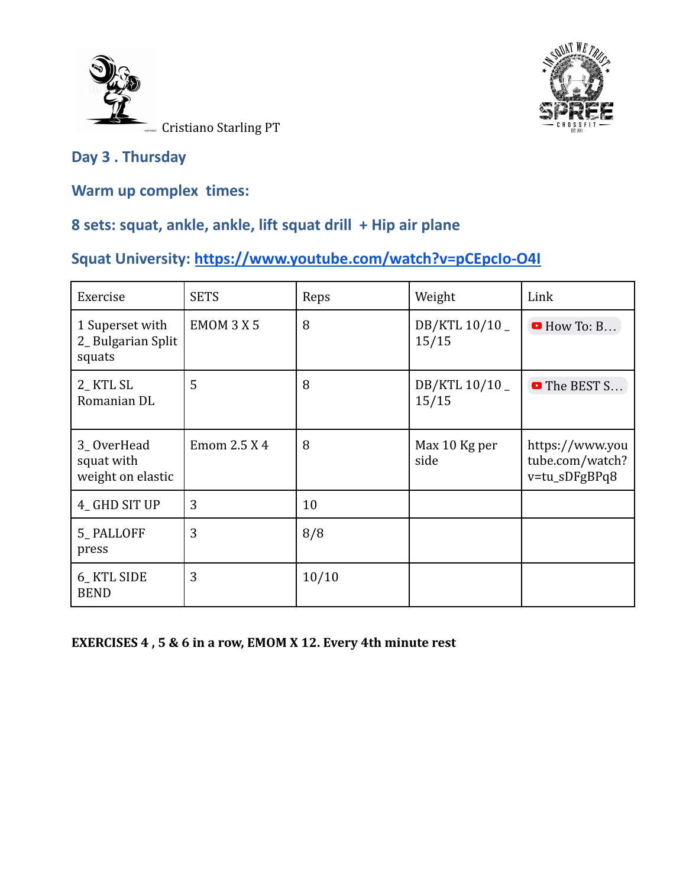Cristiano Starling PT

## Day 3 . Thursday

### Warm up complex times:

### 8 sets: squat, ankle, ankle, lift squat drill + Hip air plane

### Squat University: https://www.youtube.com/watch?v=pCEpcIo-O4I

| Exercise | SETS | Reps | Weight | Link |
|---|---|---|---|---|
| 1 Superset with 2_ Bulgarian Split squats | EMOM 3 X 5 | 8 | DB/KTL 10/10 _ 15/15 | How To: B… |
| 2_ KTL SL Romanian DL | 5 | 8 | DB/KTL 10/10 _ 15/15 | The BEST S… |
| 3_ OverHead squat with weight on elastic | Emom 2.5 X 4 | 8 | Max 10 Kg per side | https://www.youtube.com/watch?v=tu_sDFgBPq8 |
| 4_ GHD SIT UP | 3 | 10 | | |
| 5_ PALLOFF press | 3 | 8/8 | | |
| 6_ KTL SIDE BEND | 3 | 10/10 | | |

**EXERCISES 4 , 5 & 6 in a row, EMOM X 12. Every 4th minute rest**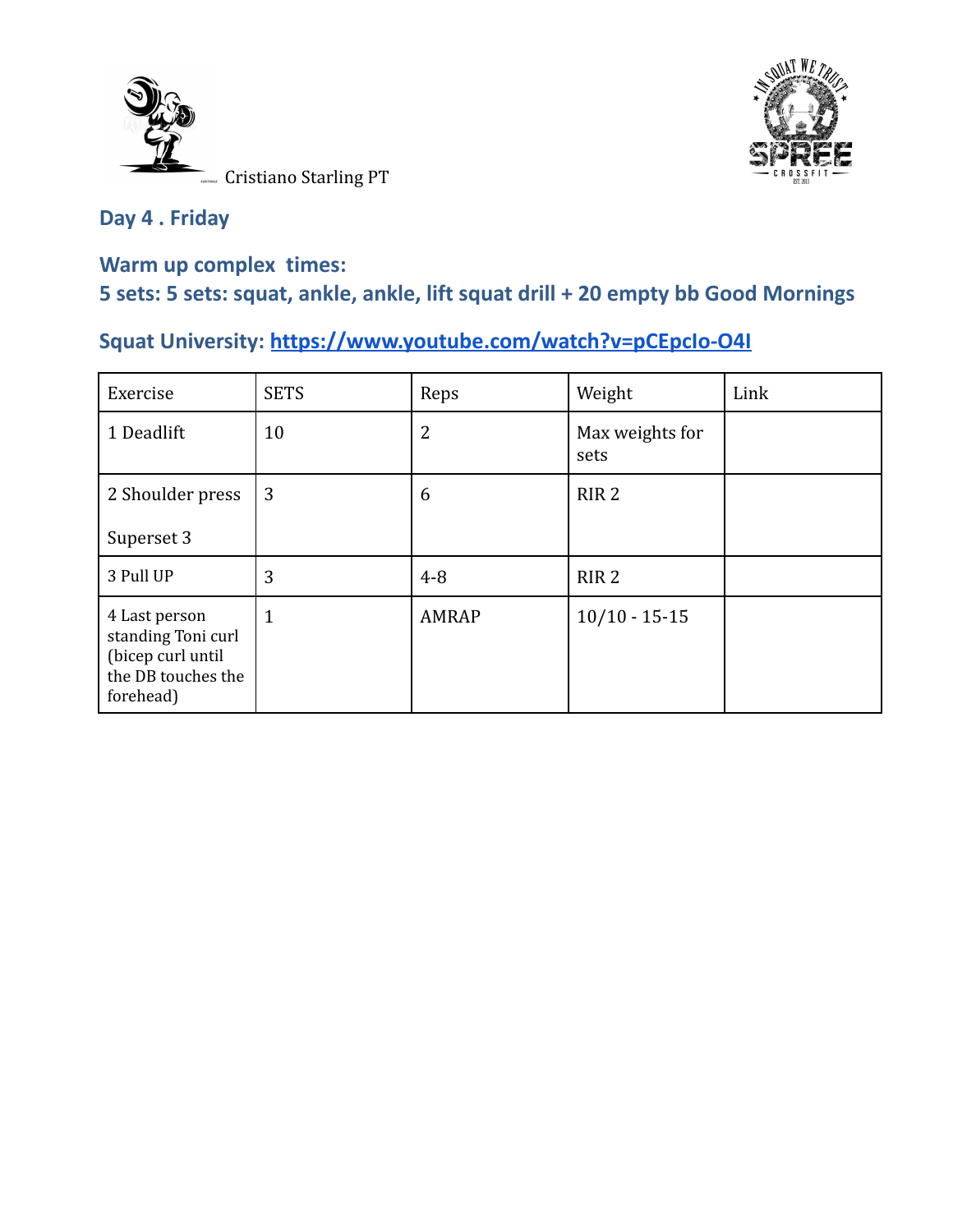Cristiano Starling PT

## Day 4 . Friday

### Warm up complex  times:
### 5 sets: 5 sets: squat, ankle, ankle, lift squat drill + 20 empty bb Good Mornings

### Squat University: https://www.youtube.com/watch?v=pCEpcIo-O4I

| Exercise | SETS | Reps | Weight | Link |
|---|---|---|---|---|
| 1 Deadlift | 10 | 2 | Max weights for sets | |
| 2 Shoulder press<br><br>Superset 3 | 3 | 6 | RIR 2 | |
| 3 Pull UP | 3 | 4-8 | RIR 2 | |
| 4 Last person standing Toni curl (bicep curl until the DB touches the forehead) | 1 | AMRAP | 10/10 - 15-15 | |